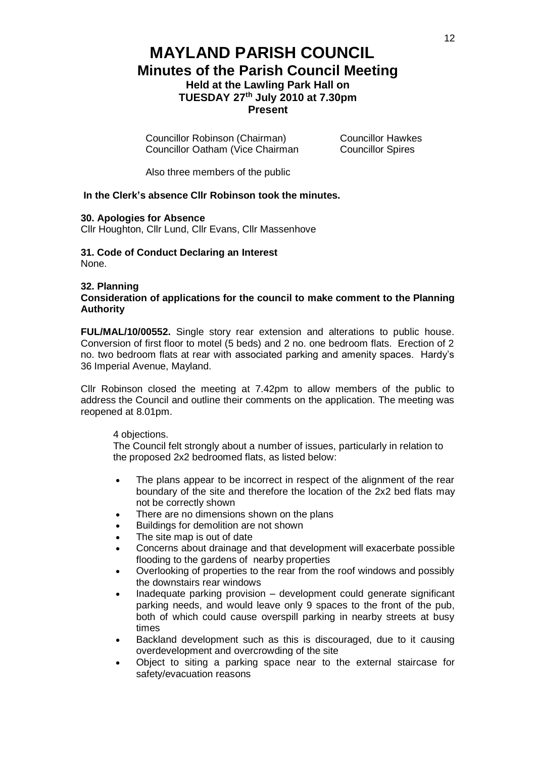# MAYLAND PARISH COUNCIL

## Minutes of the Parish Council Meeting

### Held at the Lawling Park Hall on TUESDAY 27th July 2010 at 7.30pm

### Present

Councillor Robinson (Chairman)
Councillor Oatham (Vice Chairman
Councillor Hawkes
Councillor Spires

Also three members of the public

**In the Clerk's absence Cllr Robinson took the minutes.**

**30. Apologies for Absence**

Cllr Houghton, Cllr Lund, Cllr Evans, Cllr Massenhove

**31. Code of Conduct Declaring an Interest**

None.

**32. Planning**

**Consideration of applications for the council to make comment to the Planning Authority**

**FUL/MAL/10/00552.** Single story rear extension and alterations to public house. Conversion of first floor to motel (5 beds) and 2 no. one bedroom flats. Erection of 2 no. two bedroom flats at rear with associated parking and amenity spaces. Hardy's 36 Imperial Avenue, Mayland.

Cllr Robinson closed the meeting at 7.42pm to allow members of the public to address the Council and outline their comments on the application. The meeting was reopened at 8.01pm.

4 objections.

The Council felt strongly about a number of issues, particularly in relation to the proposed 2x2 bedroomed flats, as listed below:

- The plans appear to be incorrect in respect of the alignment of the rear boundary of the site and therefore the location of the 2x2 bed flats may not be correctly shown
- There are no dimensions shown on the plans
- Buildings for demolition are not shown
- The site map is out of date
- Concerns about drainage and that development will exacerbate possible flooding to the gardens of nearby properties
- Overlooking of properties to the rear from the roof windows and possibly the downstairs rear windows
- Inadequate parking provision – development could generate significant parking needs, and would leave only 9 spaces to the front of the pub, both of which could cause overspill parking in nearby streets at busy times
- Backland development such as this is discouraged, due to it causing overdevelopment and overcrowding of the site
- Object to siting a parking space near to the external staircase for safety/evacuation reasons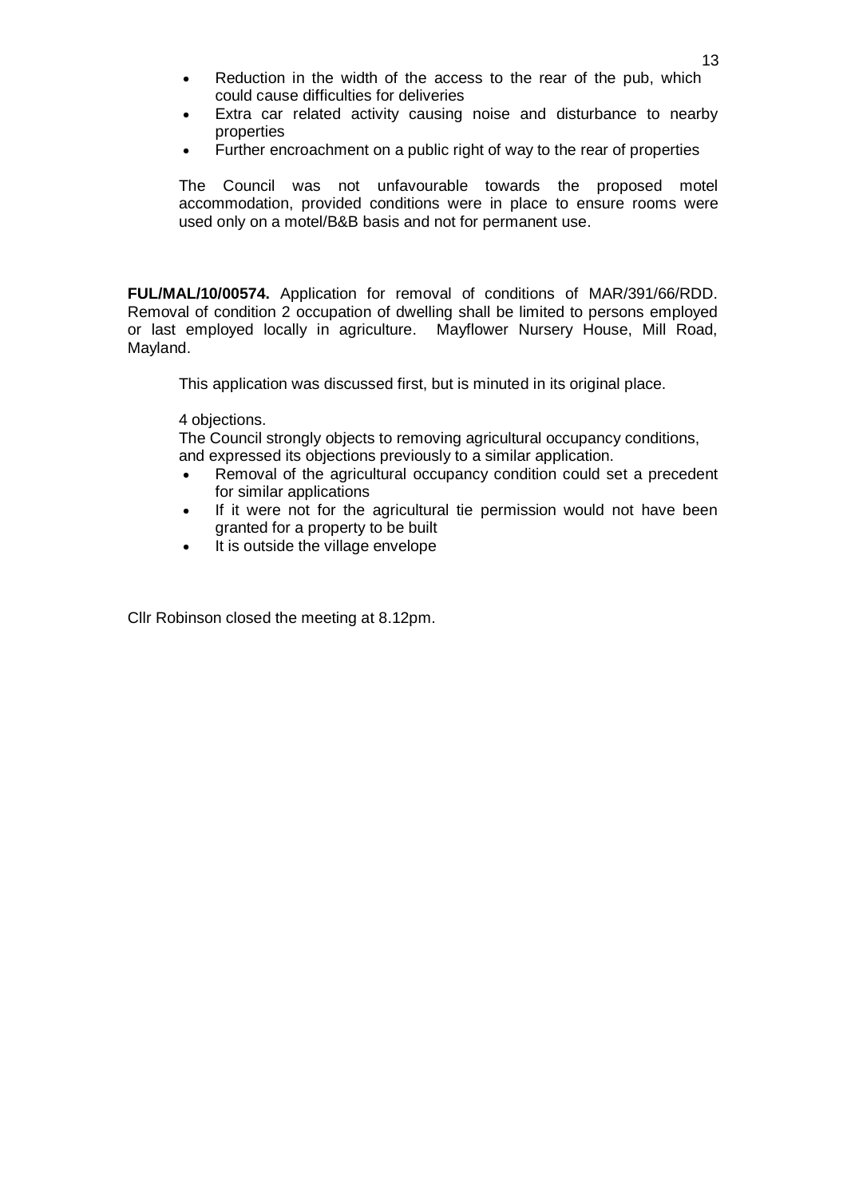- Reduction in the width of the access to the rear of the pub, which could cause difficulties for deliveries
- Extra car related activity causing noise and disturbance to nearby properties
- Further encroachment on a public right of way to the rear of properties

The Council was not unfavourable towards the proposed motel accommodation, provided conditions were in place to ensure rooms were used only on a motel/B&B basis and not for permanent use.

**FUL/MAL/10/00574.** Application for removal of conditions of MAR/391/66/RDD. Removal of condition 2 occupation of dwelling shall be limited to persons employed or last employed locally in agriculture. Mayflower Nursery House, Mill Road, Mayland.

This application was discussed first, but is minuted in its original place.

4 objections.
The Council strongly objects to removing agricultural occupancy conditions, and expressed its objections previously to a similar application.

- Removal of the agricultural occupancy condition could set a precedent for similar applications
- If it were not for the agricultural tie permission would not have been granted for a property to be built
- It is outside the village envelope

Cllr Robinson closed the meeting at 8.12pm.